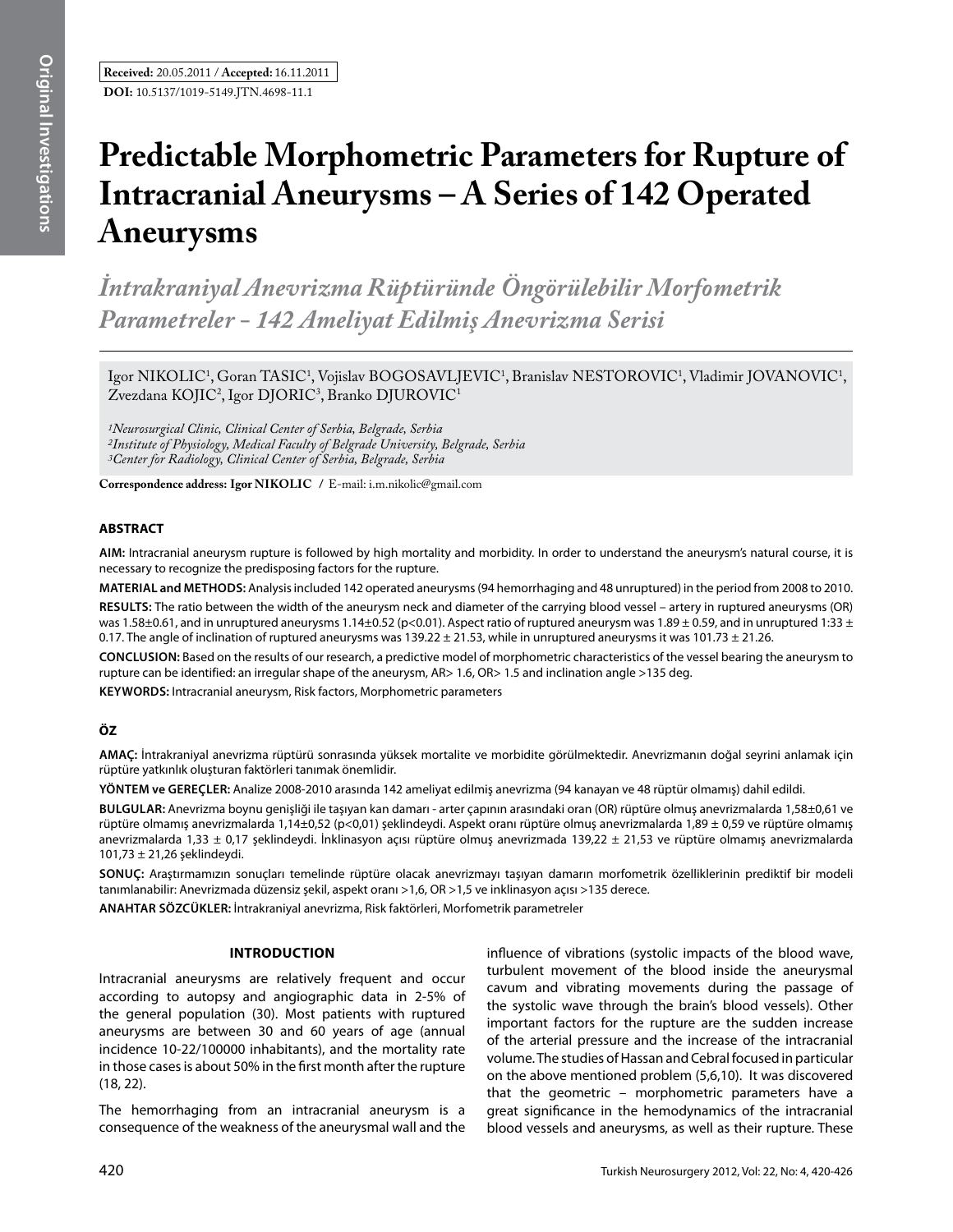**Received:** 20.05.2011 / **Accepted:** 16.11.2011

**DOI:** 10.5137/1019-5149.JTN.4698-11.1

# Predictable Morphometric Parameters for Rupture of Intracranial Aneurysms – A Series of 142 Operated Aneurysms

## *İntrakraniyal Anevrizma Rüptüründe Öngörülebilir Morfometrik Parametreler - 142 Ameliyat Edilmiş Anevrizma Serisi*

Igor NIKOLIC[1], Goran TASIC[1], Vojislav BOGOSAVLJEVIC[1], Branislav NESTOROVIC[1], Vladimir JOVANOVIC[1], Zvezdana KOJIC[2], Igor DJORIC[3], Branko DJUROVIC[1]

*[1]Neurosurgical Clinic, Clinical Center of Serbia, Belgrade, Serbia*
*[2]Institute of Physiology, Medical Faculty of Belgrade University, Belgrade, Serbia*
*[3]Center for Radiology, Clinical Center of Serbia, Belgrade, Serbia*

**Correspondence address: Igor NIKOLIC** / E-mail: i.m.nikolic@gmail.com

### ABSTRACT

**AIM:** Intracranial aneurysm rupture is followed by high mortality and morbidity. In order to understand the aneurysm's natural course, it is necessary to recognize the predisposing factors for the rupture.

**MATERIAL and METHODS:** Analysis included 142 operated aneurysms (94 hemorrhaging and 48 unruptured) in the period from 2008 to 2010.

**RESULTS:** The ratio between the width of the aneurysm neck and diameter of the carrying blood vessel – artery in ruptured aneurysms (OR) was 1.58±0.61, and in unruptured aneurysms 1.14±0.52 ($p<0.01$). Aspect ratio of ruptured aneurysm was 1.89 ± 0.59, and in unruptured 1:33 ± 0.17. The angle of inclination of ruptured aneurysms was 139.22 ± 21.53, while in unruptured aneurysms it was 101.73 ± 21.26.

**CONCLUSION:** Based on the results of our research, a predictive model of morphometric characteristics of the vessel bearing the aneurysm to rupture can be identified: an irregular shape of the aneurysm, AR> 1.6, OR> 1.5 and inclination angle >135 deg.

**KEYWORDS:** Intracranial aneurysm, Risk factors, Morphometric parameters

### ÖZ

**AMAÇ:** İntrakraniyal anevrizma rüptürü sonrasında yüksek mortalite ve morbidite görülmektedir. Anevrizmanın doğal seyrini anlamak için rüptüre yatkınlık oluşturan faktörleri tanımak önemlidir.

**YÖNTEM ve GEREÇLER:** Analize 2008-2010 arasında 142 ameliyat edilmiş anevrizma (94 kanayan ve 48 rüptür olmamış) dahil edildi.

**BULGULAR:** Anevrizma boynu genişliği ile taşıyan kan damarı - arter çapının arasındaki oran (OR) rüptüre olmuş anevrizmalarda 1,58±0,61 ve rüptüre olmamış anevrizmalarda 1,14±0,52 ($p<0,01$) şeklindeydi. Aspekt oranı rüptüre olmuş anevrizmalarda 1,89 ± 0,59 ve rüptüre olmamış anevrizmalarda 1,33 ± 0,17 şeklindeydi. İnklinasyon açısı rüptüre olmuş anevrizmada 139,22 ± 21,53 ve rüptüre olmamış anevrizmalarda 101,73 ± 21,26 şeklindeydi.

**SONUÇ:** Araştırmamızın sonuçları temelinde rüptüre olacak anevrizmayı taşıyan damarın morfometrik özelliklerinin prediktif bir modeli tanımlanabilir: Anevrizmada düzensiz şekil, aspekt oranı >1,6, OR >1,5 ve inklinasyon açısı >135 derece.

**ANAHTAR SÖZCÜKLER:** İntrakraniyal anevrizma, Risk faktörleri, Morfometrik parametreler

### INTRODUCTION

Intracranial aneurysms are relatively frequent and occur according to autopsy and angiographic data in 2-5% of the general population (30). Most patients with ruptured aneurysms are between 30 and 60 years of age (annual incidence 10-22/100000 inhabitants), and the mortality rate in those cases is about 50% in the first month after the rupture (18, 22).

The hemorrhaging from an intracranial aneurysm is a consequence of the weakness of the aneurysmal wall and the influence of vibrations (systolic impacts of the blood wave, turbulent movement of the blood inside the aneurysmal cavum and vibrating movements during the passage of the systolic wave through the brain's blood vessels). Other important factors for the rupture are the sudden increase of the arterial pressure and the increase of the intracranial volume. The studies of Hassan and Cebral focused in particular on the above mentioned problem (5,6,10). It was discovered that the geometric – morphometric parameters have a great significance in the hemodynamics of the intracranial blood vessels and aneurysms, as well as their rupture. These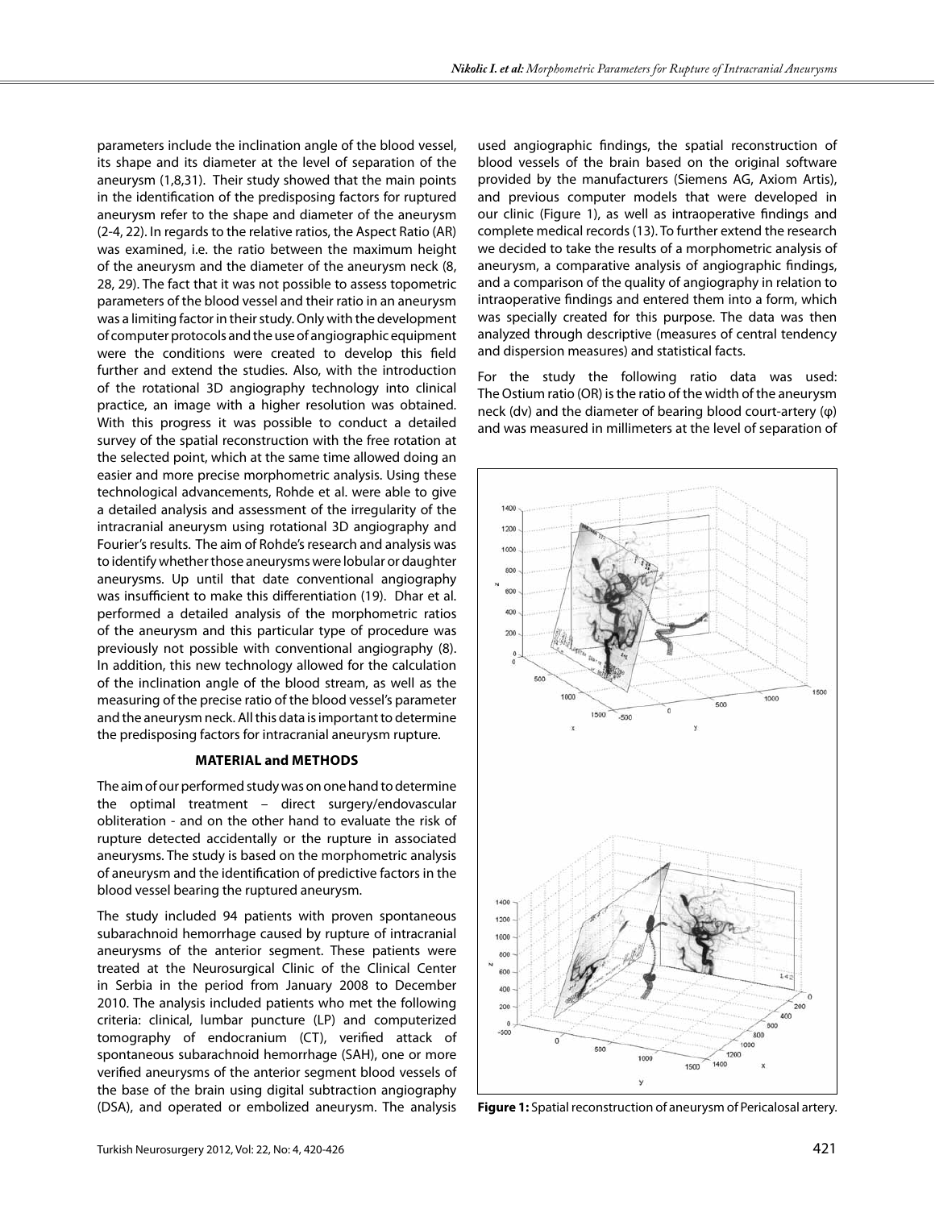parameters include the inclination angle of the blood vessel, its shape and its diameter at the level of separation of the aneurysm (1,8,31). Their study showed that the main points in the identification of the predisposing factors for ruptured aneurysm refer to the shape and diameter of the aneurysm (2-4, 22). In regards to the relative ratios, the Aspect Ratio (AR) was examined, i.e. the ratio between the maximum height of the aneurysm and the diameter of the aneurysm neck (8, 28, 29). The fact that it was not possible to assess topometric parameters of the blood vessel and their ratio in an aneurysm was a limiting factor in their study. Only with the development of computer protocols and the use of angiographic equipment were the conditions were created to develop this field further and extend the studies. Also, with the introduction of the rotational 3D angiography technology into clinical practice, an image with a higher resolution was obtained. With this progress it was possible to conduct a detailed survey of the spatial reconstruction with the free rotation at the selected point, which at the same time allowed doing an easier and more precise morphometric analysis. Using these technological advancements, Rohde et al. were able to give a detailed analysis and assessment of the irregularity of the intracranial aneurysm using rotational 3D angiography and Fourier's results. The aim of Rohde's research and analysis was to identify whether those aneurysms were lobular or daughter aneurysms. Up until that date conventional angiography was insufficient to make this differentiation (19). Dhar et al. performed a detailed analysis of the morphometric ratios of the aneurysm and this particular type of procedure was previously not possible with conventional angiography (8). In addition, this new technology allowed for the calculation of the inclination angle of the blood stream, as well as the measuring of the precise ratio of the blood vessel's parameter and the aneurysm neck. All this data is important to determine the predisposing factors for intracranial aneurysm rupture.

## MATERIAL and METHODS

The aim of our performed study was on one hand to determine the optimal treatment – direct surgery/endovascular obliteration - and on the other hand to evaluate the risk of rupture detected accidentally or the rupture in associated aneurysms. The study is based on the morphometric analysis of aneurysm and the identification of predictive factors in the blood vessel bearing the ruptured aneurysm.

The study included 94 patients with proven spontaneous subarachnoid hemorrhage caused by rupture of intracranial aneurysms of the anterior segment. These patients were treated at the Neurosurgical Clinic of the Clinical Center in Serbia in the period from January 2008 to December 2010. The analysis included patients who met the following criteria: clinical, lumbar puncture (LP) and computerized tomography of endocranium (CT), verified attack of spontaneous subarachnoid hemorrhage (SAH), one or more verified aneurysms of the anterior segment blood vessels of the base of the brain using digital subtraction angiography (DSA), and operated or embolized aneurysm. The analysis used angiographic findings, the spatial reconstruction of blood vessels of the brain based on the original software provided by the manufacturers (Siemens AG, Axiom Artis), and previous computer models that were developed in our clinic (Figure 1), as well as intraoperative findings and complete medical records (13). To further extend the research we decided to take the results of a morphometric analysis of aneurysm, a comparative analysis of angiographic findings, and a comparison of the quality of angiography in relation to intraoperative findings and entered them into a form, which was specially created for this purpose. The data was then analyzed through descriptive (measures of central tendency and dispersion measures) and statistical facts.

For the study the following ratio data was used: The Ostium ratio (OR) is the ratio of the width of the aneurysm neck (dv) and the diameter of bearing blood court-artery (φ) and was measured in millimeters at the level of separation of

**Figure 1:** Spatial reconstruction of aneurysm of Pericalosal artery.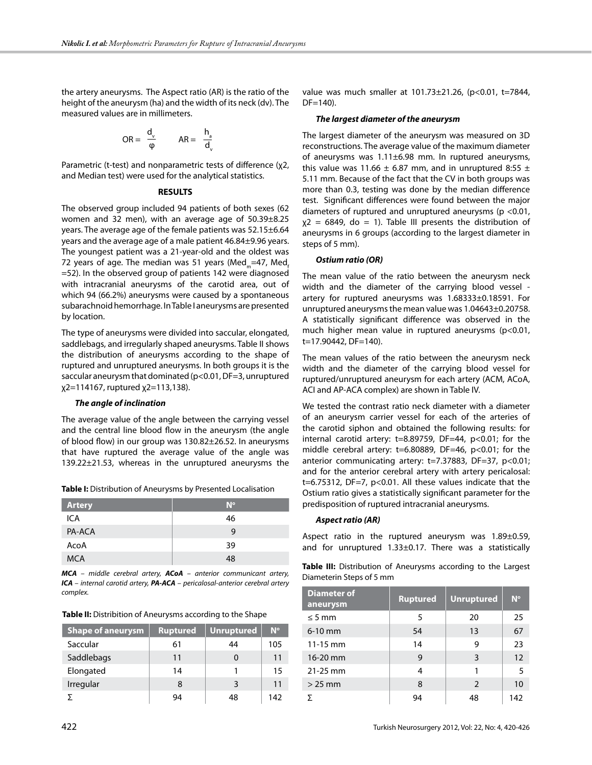the artery aneurysms. The Aspect ratio (AR) is the ratio of the height of the aneurysm (ha) and the width of its neck (dv). The measured values are in millimeters.

$$OR = \frac{d_v}{\varphi} \qquad AR = \frac{h_a}{d_v}$$

Parametric (t-test) and nonparametric tests of difference ($\chi 2$, and Median test) were used for the analytical statistics.

## RESULTS

The observed group included 94 patients of both sexes (62 women and 32 men), with an average age of 50.39±8.25 years. The average age of the female patients was 52.15±6.64 years and the average age of a male patient 46.84±9.96 years. The youngest patient was a 21-year-old and the oldest was 72 years of age. The median was 51 years ($Med_m$=47, $Med_f$=52). In the observed group of patients 142 were diagnosed with intracranial aneurysms of the carotid area, out of which 94 (66.2%) aneurysms were caused by a spontaneous subarachnoid hemorrhage. In Table I aneurysms are presented by location.

The type of aneurysms were divided into saccular, elongated, saddlebags, and irregularly shaped aneurysms. Table II shows the distribution of aneurysms according to the shape of ruptured and unruptured aneurysms. In both groups it is the saccular aneurysm that dominated (p<0.01, DF=3, unruptured $\chi 2$=114167, ruptured $\chi 2$=113,138).

### *The angle of inclination*

The average value of the angle between the carrying vessel and the central line blood flow in the aneurysm (the angle of blood flow) in our group was 130.82±26.52. In aneurysms that have ruptured the average value of the angle was 139.22±21.53, whereas in the unruptured aneurysms the value was much smaller at 101.73±21.26, (p<0.01, t=7844, DF=140).

**Table I:** Distribution of Aneurysms by Presented Localisation

| Artery | N° |
|---|---|
| ICA | 46 |
| PA-ACA | 9 |
| AcoA | 39 |
| MCA | 48 |

***MCA*** *– middle cerebral artery,* ***ACoA*** *– anterior communicant artery,* ***ICA*** *– internal carotid artery,* ***PA-ACA*** *– pericalosal-anterior cerebral artery complex.*

**Table II:** Distribition of Aneurysms according to the Shape

| Shape of aneurysm | Ruptured | Unruptured | N° |
|---|---|---|---|
| Saccular | 61 | 44 | 105 |
| Saddlebags | 11 | 0 | 11 |
| Elongated | 14 | 1 | 15 |
| Irregular | 8 | 3 | 11 |
| Σ | 94 | 48 | 142 |

### *The largest diameter of the aneurysm*

The largest diameter of the aneurysm was measured on 3D reconstructions. The average value of the maximum diameter of aneurysms was 1.11±6.98 mm. In ruptured aneurysms, this value was 11.66 ± 6.87 mm, and in unruptured 8:55 ± 5.11 mm. Because of the fact that the CV in both groups was more than 0.3, testing was done by the median difference test. Significant differences were found between the major diameters of ruptured and unruptured aneurysms (p <0.01, $\chi 2$ = 6849, do = 1). Table III presents the distribution of aneurysms in 6 groups (according to the largest diameter in steps of 5 mm).

### *Ostium ratio (OR)*

The mean value of the ratio between the aneurysm neck width and the diameter of the carrying blood vessel - artery for ruptured aneurysms was 1.68333±0.18591. For unruptured aneurysms the mean value was 1.04643±0.20758. A statistically significant difference was observed in the much higher mean value in ruptured aneurysms (p<0.01, t=17.90442, DF=140).

The mean values of the ratio between the aneurysm neck width and the diameter of the carrying blood vessel for ruptured/unruptured aneurysm for each artery (ACM, ACoA, ACI and AP-ACA complex) are shown in Table IV.

We tested the contrast ratio neck diameter with a diameter of an aneurysm carrier vessel for each of the arteries of the carotid siphon and obtained the following results: for internal carotid artery: t=8.89759, DF=44, p<0.01; for the middle cerebral artery: t=6.80889, DF=46, p<0.01; for the anterior communicating artery: t=7.37883, DF=37, p<0.01; and for the anterior cerebral artery with artery pericalosal: t=6.75312, DF=7, p<0.01. All these values indicate that the Ostium ratio gives a statistically significant parameter for the predisposition of ruptured intracranial aneurysms.

### *Aspect ratio (AR)*

Aspect ratio in the ruptured aneurysm was 1.89±0.59, and for unruptured 1.33±0.17. There was a statistically

**Table III:** Distribution of Aneurysms according to the Largest Diameterin Steps of 5 mm

| Diameter of aneurysm | Ruptured | Unruptured | N° |
|---|---|---|---|
| ≤ 5 mm | 5 | 20 | 25 |
| 6-10 mm | 54 | 13 | 67 |
| 11-15 mm | 14 | 9 | 23 |
| 16-20 mm | 9 | 3 | 12 |
| 21-25 mm | 4 | 1 | 5 |
| > 25 mm | 8 | 2 | 10 |
| Σ | 94 | 48 | 142 |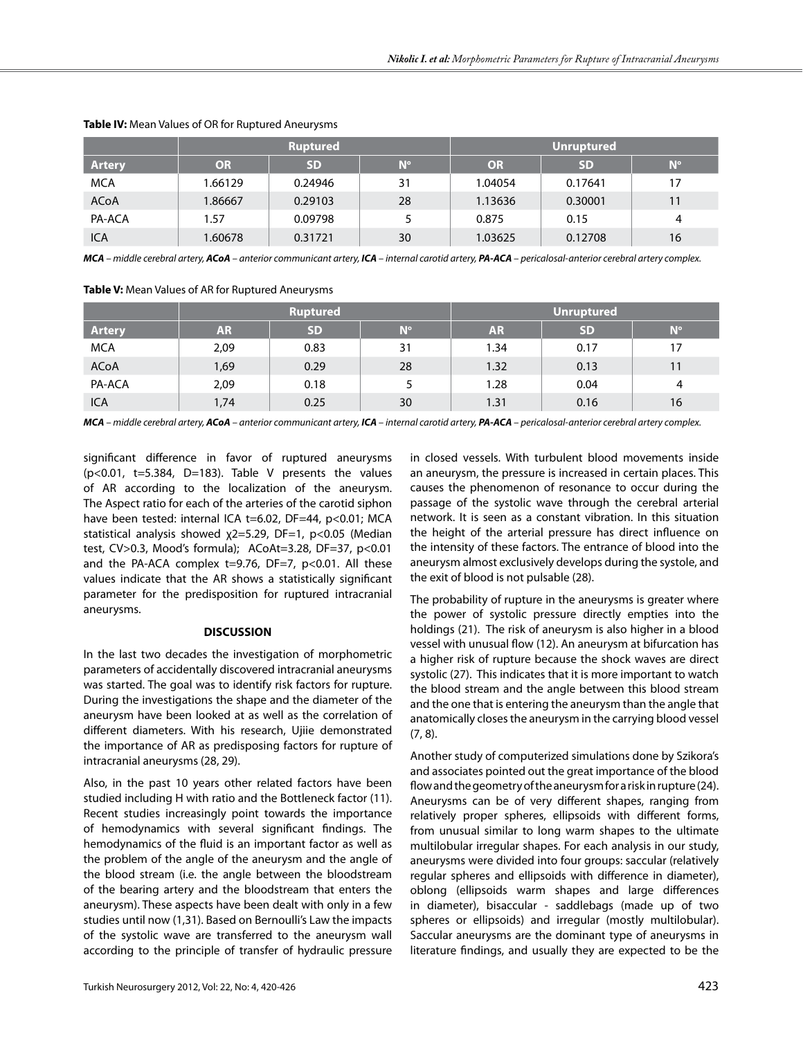**Table IV:** Mean Values of OR for Ruptured Aneurysms

| | Ruptured | | | Unruptured | | |
|---|---|---|---|---|---|---|
| **Artery** | **OR** | **SD** | **N°** | **OR** | **SD** | **N°** |
| MCA | 1.66129 | 0.24946 | 31 | 1.04054 | 0.17641 | 17 |
| ACoA | 1.86667 | 0.29103 | 28 | 1.13636 | 0.30001 | 11 |
| PA-ACA | 1.57 | 0.09798 | 5 | 0.875 | 0.15 | 4 |
| ICA | 1.60678 | 0.31721 | 30 | 1.03625 | 0.12708 | 16 |

***MCA** – middle cerebral artery, **ACoA** – anterior communicant artery, **ICA** – internal carotid artery, **PA-ACA** – pericalosal-anterior cerebral artery complex.*

**Table V:** Mean Values of AR for Ruptured Aneurysms

| | Ruptured | | | Unruptured | | |
|---|---|---|---|---|---|---|
| **Artery** | **AR** | **SD** | **N°** | **AR** | **SD** | **N°** |
| MCA | 2,09 | 0.83 | 31 | 1.34 | 0.17 | 17 |
| ACoA | 1,69 | 0.29 | 28 | 1.32 | 0.13 | 11 |
| PA-ACA | 2,09 | 0.18 | 5 | 1.28 | 0.04 | 4 |
| ICA | 1,74 | 0.25 | 30 | 1.31 | 0.16 | 16 |

***MCA** – middle cerebral artery, **ACoA** – anterior communicant artery, **ICA** – internal carotid artery, **PA-ACA** – pericalosal-anterior cerebral artery complex.*

significant difference in favor of ruptured aneurysms ($p<0.01$, $t=5.384$, $D=183$). Table V presents the values of AR according to the localization of the aneurysm. The Aspect ratio for each of the arteries of the carotid siphon have been tested: internal ICA $t=6.02$, $DF=44$, $p<0.01$; MCA statistical analysis showed $\chi 2=5.29$, $DF=1$, $p<0.05$ (Median test, $CV>0.3$, Mood's formula); ACoAt$=3.28$, $DF=37$, $p<0.01$ and the PA-ACA complex $t=9.76$, $DF=7$, $p<0.01$. All these values indicate that the AR shows a statistically significant parameter for the predisposition for ruptured intracranial aneurysms.

## DISCUSSION

In the last two decades the investigation of morphometric parameters of accidentally discovered intracranial aneurysms was started. The goal was to identify risk factors for rupture. During the investigations the shape and the diameter of the aneurysm have been looked at as well as the correlation of different diameters. With his research, Ujiie demonstrated the importance of AR as predisposing factors for rupture of intracranial aneurysms (28, 29).

Also, in the past 10 years other related factors have been studied including H with ratio and the Bottleneck factor (11). Recent studies increasingly point towards the importance of hemodynamics with several significant findings. The hemodynamics of the fluid is an important factor as well as the problem of the angle of the aneurysm and the angle of the blood stream (i.e. the angle between the bloodstream of the bearing artery and the bloodstream that enters the aneurysm). These aspects have been dealt with only in a few studies until now (1,31). Based on Bernoulli's Law the impacts of the systolic wave are transferred to the aneurysm wall according to the principle of transfer of hydraulic pressure in closed vessels. With turbulent blood movements inside an aneurysm, the pressure is increased in certain places. This causes the phenomenon of resonance to occur during the passage of the systolic wave through the cerebral arterial network. It is seen as a constant vibration. In this situation the height of the arterial pressure has direct influence on the intensity of these factors. The entrance of blood into the aneurysm almost exclusively develops during the systole, and the exit of blood is not pulsable (28).

The probability of rupture in the aneurysms is greater where the power of systolic pressure directly empties into the holdings (21). The risk of aneurysm is also higher in a blood vessel with unusual flow (12). An aneurysm at bifurcation has a higher risk of rupture because the shock waves are direct systolic (27). This indicates that it is more important to watch the blood stream and the angle between this blood stream and the one that is entering the aneurysm than the angle that anatomically closes the aneurysm in the carrying blood vessel (7, 8).

Another study of computerized simulations done by Szikora's and associates pointed out the great importance of the blood flow and the geometry of the aneurysm for a risk in rupture (24). Aneurysms can be of very different shapes, ranging from relatively proper spheres, ellipsoids with different forms, from unusual similar to long warm shapes to the ultimate multilobular irregular shapes. For each analysis in our study, aneurysms were divided into four groups: saccular (relatively regular spheres and ellipsoids with difference in diameter), oblong (ellipsoids warm shapes and large differences in diameter), bisaccular - saddlebags (made up of two spheres or ellipsoids) and irregular (mostly multilobular). Saccular aneurysms are the dominant type of aneurysms in literature findings, and usually they are expected to be the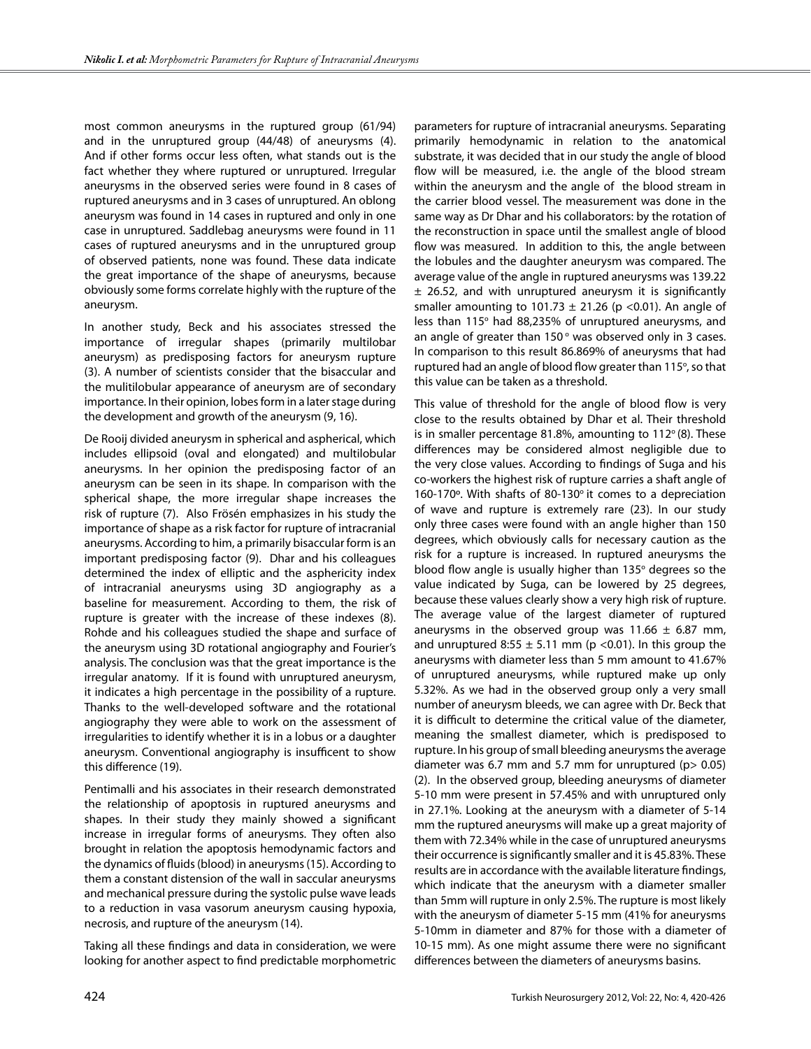most common aneurysms in the ruptured group (61/94) and in the unruptured group (44/48) of aneurysms (4). And if other forms occur less often, what stands out is the fact whether they where ruptured or unruptured. Irregular aneurysms in the observed series were found in 8 cases of ruptured aneurysms and in 3 cases of unruptured. An oblong aneurysm was found in 14 cases in ruptured and only in one case in unruptured. Saddlebag aneurysms were found in 11 cases of ruptured aneurysms and in the unruptured group of observed patients, none was found. These data indicate the great importance of the shape of aneurysms, because obviously some forms correlate highly with the rupture of the aneurysm.

In another study, Beck and his associates stressed the importance of irregular shapes (primarily multilobar aneurysm) as predisposing factors for aneurysm rupture (3). A number of scientists consider that the bisaccular and the mulitilobular appearance of aneurysm are of secondary importance. In their opinion, lobes form in a later stage during the development and growth of the aneurysm (9, 16).

De Rooij divided aneurysm in spherical and aspherical, which includes ellipsoid (oval and elongated) and multilobular aneurysms. In her opinion the predisposing factor of an aneurysm can be seen in its shape. In comparison with the spherical shape, the more irregular shape increases the risk of rupture (7). Also Frösén emphasizes in his study the importance of shape as a risk factor for rupture of intracranial aneurysms. According to him, a primarily bisaccular form is an important predisposing factor (9). Dhar and his colleagues determined the index of elliptic and the asphericity index of intracranial aneurysms using 3D angiography as a baseline for measurement. According to them, the risk of rupture is greater with the increase of these indexes (8). Rohde and his colleagues studied the shape and surface of the aneurysm using 3D rotational angiography and Fourier's analysis. The conclusion was that the great importance is the irregular anatomy. If it is found with unruptured aneurysm, it indicates a high percentage in the possibility of a rupture. Thanks to the well-developed software and the rotational angiography they were able to work on the assessment of irregularities to identify whether it is in a lobus or a daughter aneurysm. Conventional angiography is insuffi­cent to show this difference (19).

Pentimalli and his associates in their research demonstrated the relationship of apoptosis in ruptured aneurysms and shapes. In their study they mainly showed a significant increase in irregular forms of aneurysms. They often also brought in relation the apoptosis hemodynamic factors and the dynamics of fluids (blood) in aneurysms (15). According to them a constant distension of the wall in saccular aneurysms and mechanical pressure during the systolic pulse wave leads to a reduction in vasa vasorum aneurysm causing hypoxia, necrosis, and rupture of the aneurysm (14).

Taking all these findings and data in consideration, we were looking for another aspect to find predictable morphometric parameters for rupture of intracranial aneurysms. Separating primarily hemodynamic in relation to the anatomical substrate, it was decided that in our study the angle of blood flow will be measured, i.e. the angle of the blood stream within the aneurysm and the angle of the blood stream in the carrier blood vessel. The measurement was done in the same way as Dr Dhar and his collaborators: by the rotation of the reconstruction in space until the smallest angle of blood flow was measured. In addition to this, the angle between the lobules and the daughter aneurysm was compared. The average value of the angle in ruptured aneurysms was 139.22 ± 26.52, and with unruptured aneurysm it is significantly smaller amounting to 101.73 ± 21.26 ($p < 0.01$). An angle of less than 115° had 88,235% of unruptured aneurysms, and an angle of greater than 150° was observed only in 3 cases. In comparison to this result 86.869% of aneurysms that had ruptured had an angle of blood flow greater than 115°, so that this value can be taken as a threshold.

This value of threshold for the angle of blood flow is very close to the results obtained by Dhar et al. Their threshold is in smaller percentage 81.8%, amounting to 112° (8). These differences may be considered almost negligible due to the very close values. According to findings of Suga and his co-workers the highest risk of rupture carries a shaft angle of 160-170°. With shafts of 80-130° it comes to a depreciation of wave and rupture is extremely rare (23). In our study only three cases were found with an angle higher than 150 degrees, which obviously calls for necessary caution as the risk for a rupture is increased. In ruptured aneurysms the blood flow angle is usually higher than 135° degrees so the value indicated by Suga, can be lowered by 25 degrees, because these values clearly show a very high risk of rupture. The average value of the largest diameter of ruptured aneurysms in the observed group was 11.66 ± 6.87 mm, and unruptured 8:55 ± 5.11 mm ($p < 0.01$). In this group the aneurysms with diameter less than 5 mm amount to 41.67% of unruptured aneurysms, while ruptured make up only 5.32%. As we had in the observed group only a very small number of aneurysm bleeds, we can agree with Dr. Beck that it is difficult to determine the critical value of the diameter, meaning the smallest diameter, which is predisposed to rupture. In his group of small bleeding aneurysms the average diameter was 6.7 mm and 5.7 mm for unruptured ($p > 0.05$) (2). In the observed group, bleeding aneurysms of diameter 5-10 mm were present in 57.45% and with unruptured only in 27.1%. Looking at the aneurysm with a diameter of 5-14 mm the ruptured aneurysms will make up a great majority of them with 72.34% while in the case of unruptured aneurysms their occurrence is significantly smaller and it is 45.83%. These results are in accordance with the available literature findings, which indicate that the aneurysm with a diameter smaller than 5mm will rupture in only 2.5%. The rupture is most likely with the aneurysm of diameter 5-15 mm (41% for aneurysms 5-10mm in diameter and 87% for those with a diameter of 10-15 mm). As one might assume there were no significant differences between the diameters of aneurysms basins.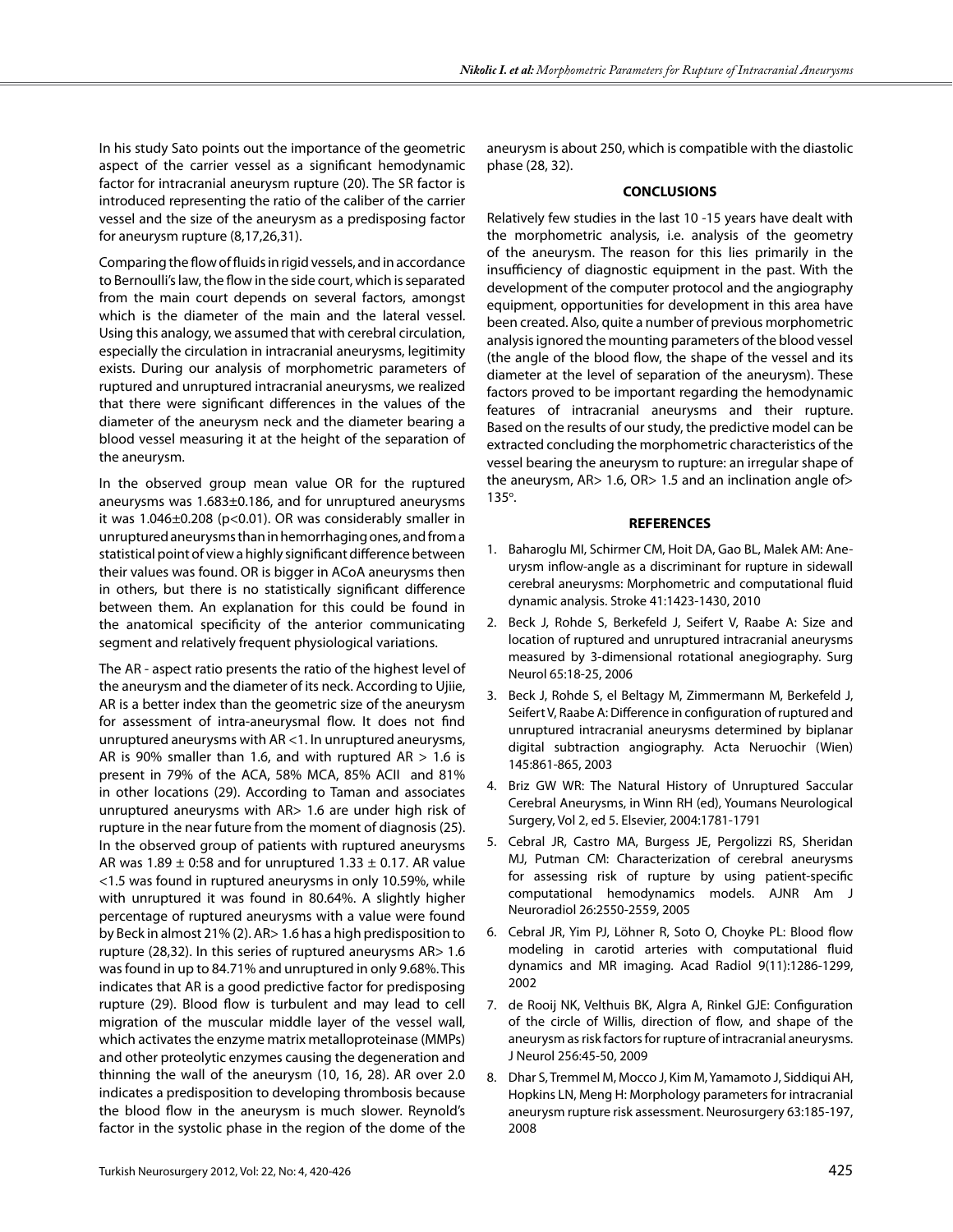In his study Sato points out the importance of the geometric aspect of the carrier vessel as a significant hemodynamic factor for intracranial aneurysm rupture (20). The SR factor is introduced representing the ratio of the caliber of the carrier vessel and the size of the aneurysm as a predisposing factor for aneurysm rupture (8,17,26,31).

Comparing the flow of fluids in rigid vessels, and in accordance to Bernoulli's law, the flow in the side court, which is separated from the main court depends on several factors, amongst which is the diameter of the main and the lateral vessel. Using this analogy, we assumed that with cerebral circulation, especially the circulation in intracranial aneurysms, legitimity exists. During our analysis of morphometric parameters of ruptured and unruptured intracranial aneurysms, we realized that there were significant differences in the values of the diameter of the aneurysm neck and the diameter bearing a blood vessel measuring it at the height of the separation of the aneurysm.

In the observed group mean value OR for the ruptured aneurysms was 1.683±0.186, and for unruptured aneurysms it was 1.046±0.208 ($p<0.01$). OR was considerably smaller in unruptured aneurysms than in hemorrhaging ones, and from a statistical point of view a highly significant difference between their values was found. OR is bigger in ACoA aneurysms then in others, but there is no statistically significant difference between them. An explanation for this could be found in the anatomical specificity of the anterior communicating segment and relatively frequent physiological variations.

The AR - aspect ratio presents the ratio of the highest level of the aneurysm and the diameter of its neck. According to Ujiie, AR is a better index than the geometric size of the aneurysm for assessment of intra-aneurysmal flow. It does not find unruptured aneurysms with AR <1. In unruptured aneurysms, AR is 90% smaller than 1.6, and with ruptured AR > 1.6 is present in 79% of the ACA, 58% MCA, 85% ACII and 81% in other locations (29). According to Taman and associates unruptured aneurysms with AR> 1.6 are under high risk of rupture in the near future from the moment of diagnosis (25). In the observed group of patients with ruptured aneurysms AR was 1.89 ± 0:58 and for unruptured 1.33 ± 0.17. AR value <1.5 was found in ruptured aneurysms in only 10.59%, while with unruptured it was found in 80.64%. A slightly higher percentage of ruptured aneurysms with a value were found by Beck in almost 21% (2). AR> 1.6 has a high predisposition to rupture (28,32). In this series of ruptured aneurysms AR> 1.6 was found in up to 84.71% and unruptured in only 9.68%. This indicates that AR is a good predictive factor for predisposing rupture (29). Blood flow is turbulent and may lead to cell migration of the muscular middle layer of the vessel wall, which activates the enzyme matrix metalloproteinase (MMPs) and other proteolytic enzymes causing the degeneration and thinning the wall of the aneurysm (10, 16, 28). AR over 2.0 indicates a predisposition to developing thrombosis because the blood flow in the aneurysm is much slower. Reynold's factor in the systolic phase in the region of the dome of the aneurysm is about 250, which is compatible with the diastolic phase (28, 32).

## CONCLUSIONS

Relatively few studies in the last 10 -15 years have dealt with the morphometric analysis, i.e. analysis of the geometry of the aneurysm. The reason for this lies primarily in the insufficiency of diagnostic equipment in the past. With the development of the computer protocol and the angiography equipment, opportunities for development in this area have been created. Also, quite a number of previous morphometric analysis ignored the mounting parameters of the blood vessel (the angle of the blood flow, the shape of the vessel and its diameter at the level of separation of the aneurysm). These factors proved to be important regarding the hemodynamic features of intracranial aneurysms and their rupture. Based on the results of our study, the predictive model can be extracted concluding the morphometric characteristics of the vessel bearing the aneurysm to rupture: an irregular shape of the aneurysm, AR> 1.6, OR> 1.5 and an inclination angle of> 135°.

## REFERENCES

1. Baharoglu MI, Schirmer CM, Hoit DA, Gao BL, Malek AM: Aneurysm inflow-angle as a discriminant for rupture in sidewall cerebral aneurysms: Morphometric and computational fluid dynamic analysis. Stroke 41:1423-1430, 2010
2. Beck J, Rohde S, Berkefeld J, Seifert V, Raabe A: Size and location of ruptured and unruptured intracranial aneurysms measured by 3-dimensional rotational anegiography. Surg Neurol 65:18-25, 2006
3. Beck J, Rohde S, el Beltagy M, Zimmermann M, Berkefeld J, Seifert V, Raabe A: Difference in configuration of ruptured and unruptured intracranial aneurysms determined by biplanar digital subtraction angiography. Acta Neruochir (Wien) 145:861-865, 2003
4. Briz GW WR: The Natural History of Unruptured Saccular Cerebral Aneurysms, in Winn RH (ed), Youmans Neurological Surgery, Vol 2, ed 5. Elsevier, 2004:1781-1791
5. Cebral JR, Castro MA, Burgess JE, Pergolizzi RS, Sheridan MJ, Putman CM: Characterization of cerebral aneurysms for assessing risk of rupture by using patient-specific computational hemodynamics models. AJNR Am J Neuroradiol 26:2550-2559, 2005
6. Cebral JR, Yim PJ, Löhner R, Soto O, Choyke PL: Blood flow modeling in carotid arteries with computational fluid dynamics and MR imaging. Acad Radiol 9(11):1286-1299, 2002
7. de Rooij NK, Velthuis BK, Algra A, Rinkel GJE: Configuration of the circle of Willis, direction of flow, and shape of the aneurysm as risk factors for rupture of intracranial aneurysms. J Neurol 256:45-50, 2009
8. Dhar S, Tremmel M, Mocco J, Kim M, Yamamoto J, Siddiqui AH, Hopkins LN, Meng H: Morphology parameters for intracranial aneurysm rupture risk assessment. Neurosurgery 63:185-197, 2008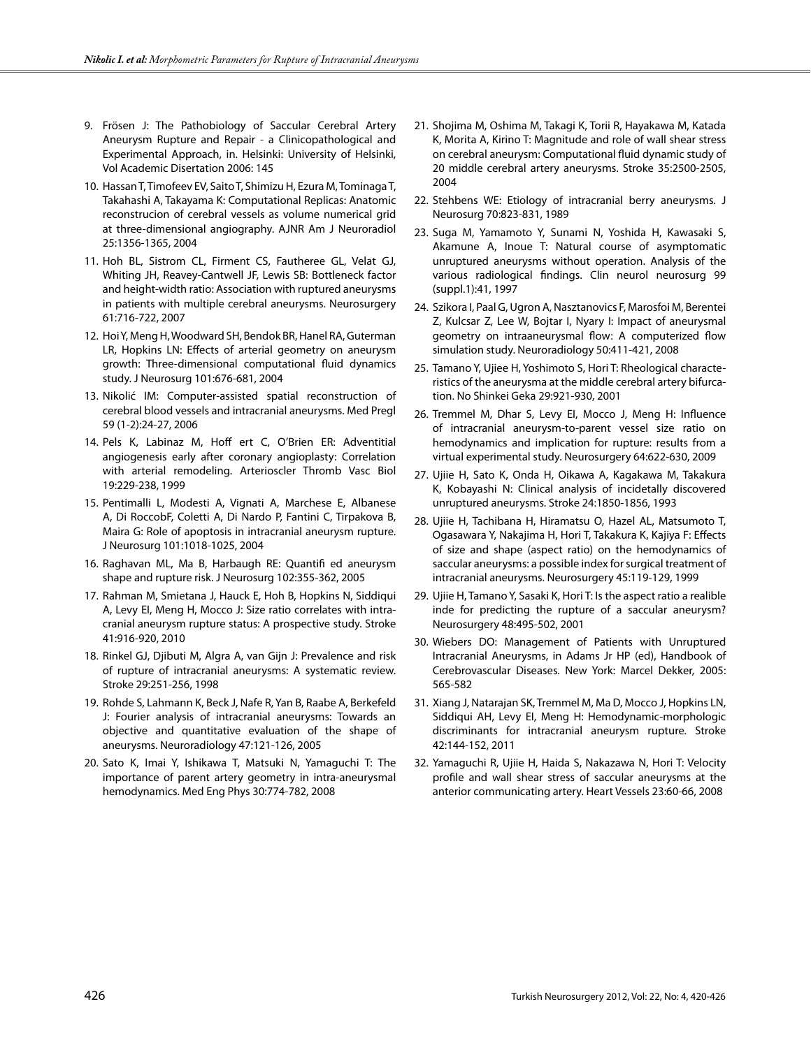9. Frösen J: The Pathobiology of Saccular Cerebral Artery Aneurysm Rupture and Repair - a Clinicopathological and Experimental Approach, in. Helsinki: University of Helsinki, Vol Academic Disertation 2006: 145

10. Hassan T, Timofeev EV, Saito T, Shimizu H, Ezura M, Tominaga T, Takahashi A, Takayama K: Computational Replicas: Anatomic reconstrucion of cerebral vessels as volume numerical grid at three-dimensional angiography. AJNR Am J Neuroradiol 25:1356-1365, 2004

11. Hoh BL, Sistrom CL, Firment CS, Fautheree GL, Velat GJ, Whiting JH, Reavey-Cantwell JF, Lewis SB: Bottleneck factor and height-width ratio: Association with ruptured aneurysms in patients with multiple cerebral aneurysms. Neurosurgery 61:716-722, 2007

12. Hoi Y, Meng H, Woodward SH, Bendok BR, Hanel RA, Guterman LR, Hopkins LN: Effects of arterial geometry on aneurysm growth: Three-dimensional computational fluid dynamics study. J Neurosurg 101:676-681, 2004

13. Nikolić IM: Computer-assisted spatial reconstruction of cerebral blood vessels and intracranial aneurysms. Med Pregl 59 (1-2):24-27, 2006

14. Pels K, Labinaz M, Hoff ert C, O'Brien ER: Adventitial angiogenesis early after coronary angioplasty: Correlation with arterial remodeling. Arterioscler Thromb Vasc Biol 19:229-238, 1999

15. Pentimalli L, Modesti A, Vignati A, Marchese E, Albanese A, Di RoccobF, Coletti A, Di Nardo P, Fantini C, Tirpakova B, Maira G: Role of apoptosis in intracranial aneurysm rupture. J Neurosurg 101:1018-1025, 2004

16. Raghavan ML, Ma B, Harbaugh RE: Quantifi ed aneurysm shape and rupture risk. J Neurosurg 102:355-362, 2005

17. Rahman M, Smietana J, Hauck E, Hoh B, Hopkins N, Siddiqui A, Levy EI, Meng H, Mocco J: Size ratio correlates with intracranial aneurysm rupture status: A prospective study. Stroke 41:916-920, 2010

18. Rinkel GJ, Djibuti M, Algra A, van Gijn J: Prevalence and risk of rupture of intracranial aneurysms: A systematic review. Stroke 29:251-256, 1998

19. Rohde S, Lahmann K, Beck J, Nafe R, Yan B, Raabe A, Berkefeld J: Fourier analysis of intracranial aneurysms: Towards an objective and quantitative evaluation of the shape of aneurysms. Neuroradiology 47:121-126, 2005

20. Sato K, Imai Y, Ishikawa T, Matsuki N, Yamaguchi T: The importance of parent artery geometry in intra-aneurysmal hemodynamics. Med Eng Phys 30:774-782, 2008

21. Shojima M, Oshima M, Takagi K, Torii R, Hayakawa M, Katada K, Morita A, Kirino T: Magnitude and role of wall shear stress on cerebral aneurysm: Computational fluid dynamic study of 20 middle cerebral artery aneurysms. Stroke 35:2500-2505, 2004

22. Stehbens WE: Etiology of intracranial berry aneurysms. J Neurosurg 70:823-831, 1989

23. Suga M, Yamamoto Y, Sunami N, Yoshida H, Kawasaki S, Akamune A, Inoue T: Natural course of asymptomatic unruptured aneurysms without operation. Analysis of the various radiological findings. Clin neurol neurosurg 99 (suppl.1):41, 1997

24. Szikora I, Paal G, Ugron A, Nasztanovics F, Marosfoi M, Berentei Z, Kulcsar Z, Lee W, Bojtar I, Nyary I: Impact of aneurysmal geometry on intraaneurysmal flow: A computerized flow simulation study. Neuroradiology 50:411-421, 2008

25. Tamano Y, Ujiee H, Yoshimoto S, Hori T: Rheological characteristics of the aneurysma at the middle cerebral artery bifurcation. No Shinkei Geka 29:921-930, 2001

26. Tremmel M, Dhar S, Levy EI, Mocco J, Meng H: Influence of intracranial aneurysm-to-parent vessel size ratio on hemodynamics and implication for rupture: results from a virtual experimental study. Neurosurgery 64:622-630, 2009

27. Ujiie H, Sato K, Onda H, Oikawa A, Kagakawa M, Takakura K, Kobayashi N: Clinical analysis of incidetally discovered unruptured aneurysms. Stroke 24:1850-1856, 1993

28. Ujiie H, Tachibana H, Hiramatsu O, Hazel AL, Matsumoto T, Ogasawara Y, Nakajima H, Hori T, Takakura K, Kajiya F: Effects of size and shape (aspect ratio) on the hemodynamics of saccular aneurysms: a possible index for surgical treatment of intracranial aneurysms. Neurosurgery 45:119-129, 1999

29. Ujiie H, Tamano Y, Sasaki K, Hori T: Is the aspect ratio a realible inde for predicting the rupture of a saccular aneurysm? Neurosurgery 48:495-502, 2001

30. Wiebers DO: Management of Patients with Unruptured Intracranial Aneurysms, in Adams Jr HP (ed), Handbook of Cerebrovascular Diseases. New York: Marcel Dekker, 2005: 565-582

31. Xiang J, Natarajan SK, Tremmel M, Ma D, Mocco J, Hopkins LN, Siddiqui AH, Levy EI, Meng H: Hemodynamic-morphologic discriminants for intracranial aneurysm rupture. Stroke 42:144-152, 2011

32. Yamaguchi R, Ujiie H, Haida S, Nakazawa N, Hori T: Velocity profile and wall shear stress of saccular aneurysms at the anterior communicating artery. Heart Vessels 23:60-66, 2008